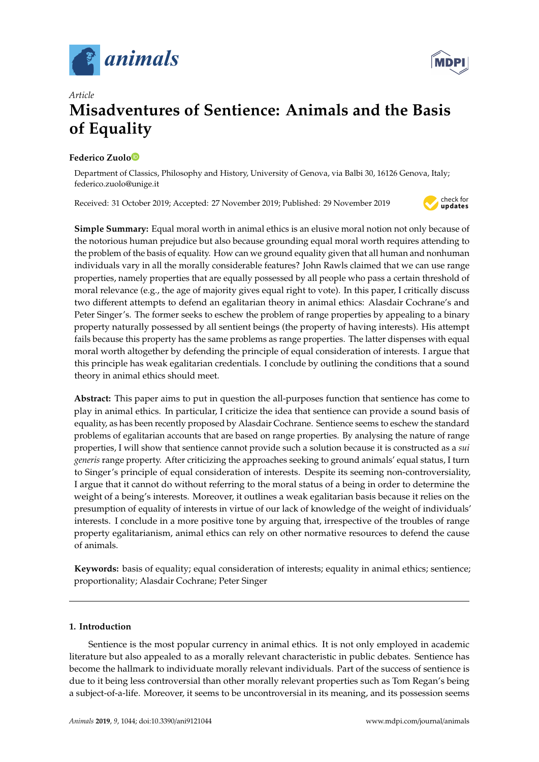*Article*

# Misadventures of Sentience: Animals and the Basis of Equality

**Federico Zuolo**

Department of Classics, Philosophy and History, University of Genova, via Balbi 30, 16126 Genova, Italy; federico.zuolo@unige.it

Received: 31 October 2019; Accepted: 27 November 2019; Published: 29 November 2019

**Simple Summary:** Equal moral worth in animal ethics is an elusive moral notion not only because of the notorious human prejudice but also because grounding equal moral worth requires attending to the problem of the basis of equality. How can we ground equality given that all human and nonhuman individuals vary in all the morally considerable features? John Rawls claimed that we can use range properties, namely properties that are equally possessed by all people who pass a certain threshold of moral relevance (e.g., the age of majority gives equal right to vote). In this paper, I critically discuss two different attempts to defend an egalitarian theory in animal ethics: Alasdair Cochrane's and Peter Singer's. The former seeks to eschew the problem of range properties by appealing to a binary property naturally possessed by all sentient beings (the property of having interests). His attempt fails because this property has the same problems as range properties. The latter dispenses with equal moral worth altogether by defending the principle of equal consideration of interests. I argue that this principle has weak egalitarian credentials. I conclude by outlining the conditions that a sound theory in animal ethics should meet.

**Abstract:** This paper aims to put in question the all-purposes function that sentience has come to play in animal ethics. In particular, I criticize the idea that sentience can provide a sound basis of equality, as has been recently proposed by Alasdair Cochrane. Sentience seems to eschew the standard problems of egalitarian accounts that are based on range properties. By analysing the nature of range properties, I will show that sentience cannot provide such a solution because it is constructed as a *sui generis* range property. After criticizing the approaches seeking to ground animals' equal status, I turn to Singer's principle of equal consideration of interests. Despite its seeming non-controversiality, I argue that it cannot do without referring to the moral status of a being in order to determine the weight of a being's interests. Moreover, it outlines a weak egalitarian basis because it relies on the presumption of equality of interests in virtue of our lack of knowledge of the weight of individuals' interests. I conclude in a more positive tone by arguing that, irrespective of the troubles of range property egalitarianism, animal ethics can rely on other normative resources to defend the cause of animals.

**Keywords:** basis of equality; equal consideration of interests; equality in animal ethics; sentience; proportionality; Alasdair Cochrane; Peter Singer

## 1. Introduction

Sentience is the most popular currency in animal ethics. It is not only employed in academic literature but also appealed to as a morally relevant characteristic in public debates. Sentience has become the hallmark to individuate morally relevant individuals. Part of the success of sentience is due to it being less controversial than other morally relevant properties such as Tom Regan's being a subject-of-a-life. Moreover, it seems to be uncontroversial in its meaning, and its possession seems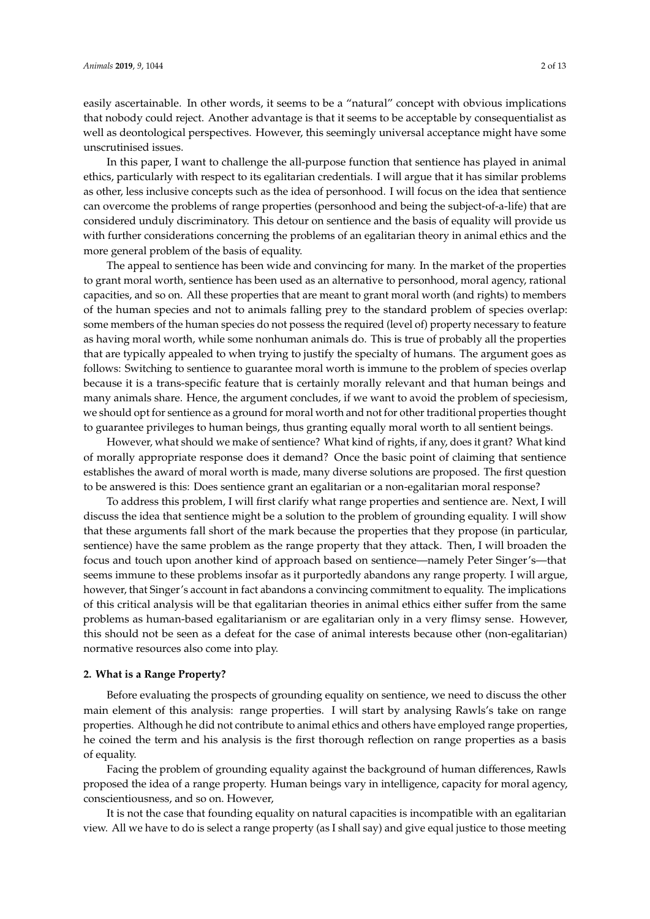easily ascertainable. In other words, it seems to be a "natural" concept with obvious implications that nobody could reject. Another advantage is that it seems to be acceptable by consequentialist as well as deontological perspectives. However, this seemingly universal acceptance might have some unscrutinised issues.

In this paper, I want to challenge the all-purpose function that sentience has played in animal ethics, particularly with respect to its egalitarian credentials. I will argue that it has similar problems as other, less inclusive concepts such as the idea of personhood. I will focus on the idea that sentience can overcome the problems of range properties (personhood and being the subject-of-a-life) that are considered unduly discriminatory. This detour on sentience and the basis of equality will provide us with further considerations concerning the problems of an egalitarian theory in animal ethics and the more general problem of the basis of equality.

The appeal to sentience has been wide and convincing for many. In the market of the properties to grant moral worth, sentience has been used as an alternative to personhood, moral agency, rational capacities, and so on. All these properties that are meant to grant moral worth (and rights) to members of the human species and not to animals falling prey to the standard problem of species overlap: some members of the human species do not possess the required (level of) property necessary to feature as having moral worth, while some nonhuman animals do. This is true of probably all the properties that are typically appealed to when trying to justify the specialty of humans. The argument goes as follows: Switching to sentience to guarantee moral worth is immune to the problem of species overlap because it is a trans-specific feature that is certainly morally relevant and that human beings and many animals share. Hence, the argument concludes, if we want to avoid the problem of speciesism, we should opt for sentience as a ground for moral worth and not for other traditional properties thought to guarantee privileges to human beings, thus granting equally moral worth to all sentient beings.

However, what should we make of sentience? What kind of rights, if any, does it grant? What kind of morally appropriate response does it demand? Once the basic point of claiming that sentience establishes the award of moral worth is made, many diverse solutions are proposed. The first question to be answered is this: Does sentience grant an egalitarian or a non-egalitarian moral response?

To address this problem, I will first clarify what range properties and sentience are. Next, I will discuss the idea that sentience might be a solution to the problem of grounding equality. I will show that these arguments fall short of the mark because the properties that they propose (in particular, sentience) have the same problem as the range property that they attack. Then, I will broaden the focus and touch upon another kind of approach based on sentience—namely Peter Singer's—that seems immune to these problems insofar as it purportedly abandons any range property. I will argue, however, that Singer's account in fact abandons a convincing commitment to equality. The implications of this critical analysis will be that egalitarian theories in animal ethics either suffer from the same problems as human-based egalitarianism or are egalitarian only in a very flimsy sense. However, this should not be seen as a defeat for the case of animal interests because other (non-egalitarian) normative resources also come into play.

## 2. What is a Range Property?

Before evaluating the prospects of grounding equality on sentience, we need to discuss the other main element of this analysis: range properties. I will start by analysing Rawls's take on range properties. Although he did not contribute to animal ethics and others have employed range properties, he coined the term and his analysis is the first thorough reflection on range properties as a basis of equality.

Facing the problem of grounding equality against the background of human differences, Rawls proposed the idea of a range property. Human beings vary in intelligence, capacity for moral agency, conscientiousness, and so on. However,

> It is not the case that founding equality on natural capacities is incompatible with an egalitarian view. All we have to do is select a range property (as I shall say) and give equal justice to those meeting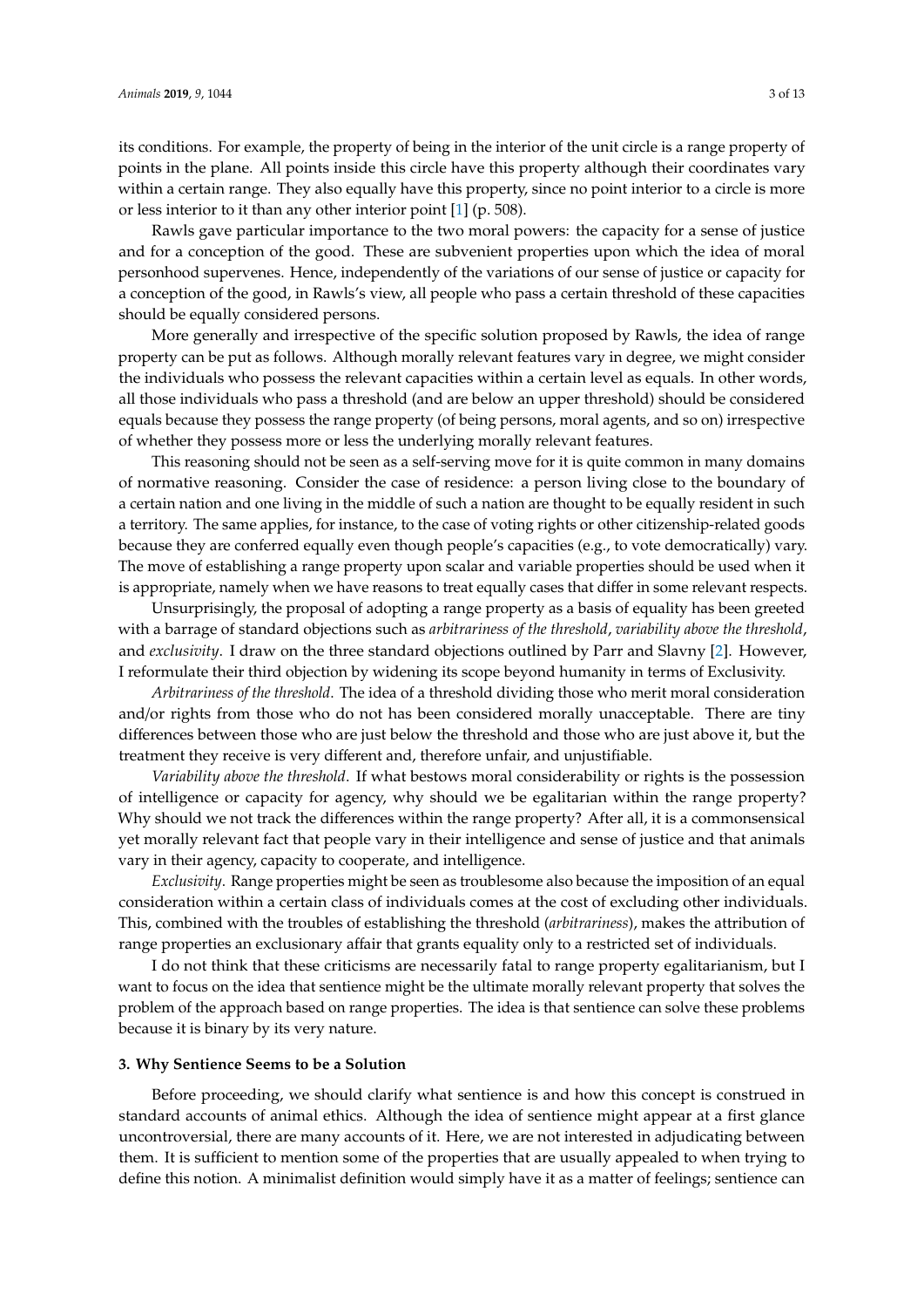its conditions. For example, the property of being in the interior of the unit circle is a range property of points in the plane. All points inside this circle have this property although their coordinates vary within a certain range. They also equally have this property, since no point interior to a circle is more or less interior to it than any other interior point [1] (p. 508).

Rawls gave particular importance to the two moral powers: the capacity for a sense of justice and for a conception of the good. These are subvenient properties upon which the idea of moral personhood supervenes. Hence, independently of the variations of our sense of justice or capacity for a conception of the good, in Rawls's view, all people who pass a certain threshold of these capacities should be equally considered persons.

More generally and irrespective of the specific solution proposed by Rawls, the idea of range property can be put as follows. Although morally relevant features vary in degree, we might consider the individuals who possess the relevant capacities within a certain level as equals. In other words, all those individuals who pass a threshold (and are below an upper threshold) should be considered equals because they possess the range property (of being persons, moral agents, and so on) irrespective of whether they possess more or less the underlying morally relevant features.

This reasoning should not be seen as a self-serving move for it is quite common in many domains of normative reasoning. Consider the case of residence: a person living close to the boundary of a certain nation and one living in the middle of such a nation are thought to be equally resident in such a territory. The same applies, for instance, to the case of voting rights or other citizenship-related goods because they are conferred equally even though people's capacities (e.g., to vote democratically) vary. The move of establishing a range property upon scalar and variable properties should be used when it is appropriate, namely when we have reasons to treat equally cases that differ in some relevant respects.

Unsurprisingly, the proposal of adopting a range property as a basis of equality has been greeted with a barrage of standard objections such as *arbitrariness of the threshold*, *variability above the threshold*, and *exclusivity*. I draw on the three standard objections outlined by Parr and Slavny [2]. However, I reformulate their third objection by widening its scope beyond humanity in terms of Exclusivity.

*Arbitrariness of the threshold*. The idea of a threshold dividing those who merit moral consideration and/or rights from those who do not has been considered morally unacceptable. There are tiny differences between those who are just below the threshold and those who are just above it, but the treatment they receive is very different and, therefore unfair, and unjustifiable.

*Variability above the threshold*. If what bestows moral considerability or rights is the possession of intelligence or capacity for agency, why should we be egalitarian within the range property? Why should we not track the differences within the range property? After all, it is a commonsensical yet morally relevant fact that people vary in their intelligence and sense of justice and that animals vary in their agency, capacity to cooperate, and intelligence.

*Exclusivity*. Range properties might be seen as troublesome also because the imposition of an equal consideration within a certain class of individuals comes at the cost of excluding other individuals. This, combined with the troubles of establishing the threshold (*arbitrariness*), makes the attribution of range properties an exclusionary affair that grants equality only to a restricted set of individuals.

I do not think that these criticisms are necessarily fatal to range property egalitarianism, but I want to focus on the idea that sentience might be the ultimate morally relevant property that solves the problem of the approach based on range properties. The idea is that sentience can solve these problems because it is binary by its very nature.

## 3. Why Sentience Seems to be a Solution

Before proceeding, we should clarify what sentience is and how this concept is construed in standard accounts of animal ethics. Although the idea of sentience might appear at a first glance uncontroversial, there are many accounts of it. Here, we are not interested in adjudicating between them. It is sufficient to mention some of the properties that are usually appealed to when trying to define this notion. A minimalist definition would simply have it as a matter of feelings; sentience can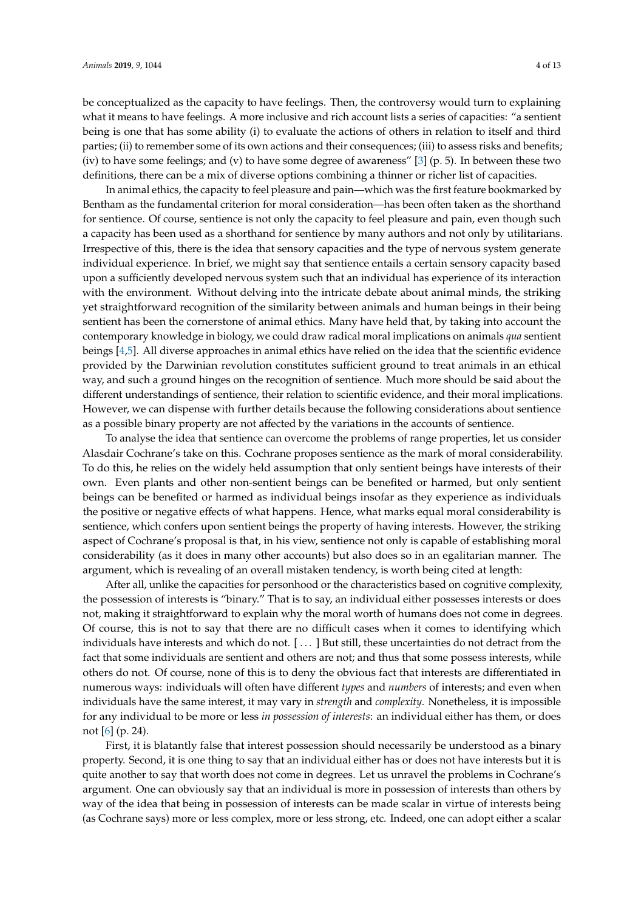be conceptualized as the capacity to have feelings. Then, the controversy would turn to explaining what it means to have feelings. A more inclusive and rich account lists a series of capacities: "a sentient being is one that has some ability (i) to evaluate the actions of others in relation to itself and third parties; (ii) to remember some of its own actions and their consequences; (iii) to assess risks and benefits; (iv) to have some feelings; and (v) to have some degree of awareness" [3] (p. 5). In between these two definitions, there can be a mix of diverse options combining a thinner or richer list of capacities.

In animal ethics, the capacity to feel pleasure and pain—which was the first feature bookmarked by Bentham as the fundamental criterion for moral consideration—has been often taken as the shorthand for sentience. Of course, sentience is not only the capacity to feel pleasure and pain, even though such a capacity has been used as a shorthand for sentience by many authors and not only by utilitarians. Irrespective of this, there is the idea that sensory capacities and the type of nervous system generate individual experience. In brief, we might say that sentience entails a certain sensory capacity based upon a sufficiently developed nervous system such that an individual has experience of its interaction with the environment. Without delving into the intricate debate about animal minds, the striking yet straightforward recognition of the similarity between animals and human beings in their being sentient has been the cornerstone of animal ethics. Many have held that, by taking into account the contemporary knowledge in biology, we could draw radical moral implications on animals *qua* sentient beings [4,5]. All diverse approaches in animal ethics have relied on the idea that the scientific evidence provided by the Darwinian revolution constitutes sufficient ground to treat animals in an ethical way, and such a ground hinges on the recognition of sentience. Much more should be said about the different understandings of sentience, their relation to scientific evidence, and their moral implications. However, we can dispense with further details because the following considerations about sentience as a possible binary property are not affected by the variations in the accounts of sentience.

To analyse the idea that sentience can overcome the problems of range properties, let us consider Alasdair Cochrane's take on this. Cochrane proposes sentience as the mark of moral considerability. To do this, he relies on the widely held assumption that only sentient beings have interests of their own. Even plants and other non-sentient beings can be benefited or harmed, but only sentient beings can be benefited or harmed as individual beings insofar as they experience as individuals the positive or negative effects of what happens. Hence, what marks equal moral considerability is sentience, which confers upon sentient beings the property of having interests. However, the striking aspect of Cochrane's proposal is that, in his view, sentience not only is capable of establishing moral considerability (as it does in many other accounts) but also does so in an egalitarian manner. The argument, which is revealing of an overall mistaken tendency, is worth being cited at length:

After all, unlike the capacities for personhood or the characteristics based on cognitive complexity, the possession of interests is "binary." That is to say, an individual either possesses interests or does not, making it straightforward to explain why the moral worth of humans does not come in degrees. Of course, this is not to say that there are no difficult cases when it comes to identifying which individuals have interests and which do not. [ . . . ] But still, these uncertainties do not detract from the fact that some individuals are sentient and others are not; and thus that some possess interests, while others do not. Of course, none of this is to deny the obvious fact that interests are differentiated in numerous ways: individuals will often have different *types* and *numbers* of interests; and even when individuals have the same interest, it may vary in *strength* and *complexity*. Nonetheless, it is impossible for any individual to be more or less *in possession of interests*: an individual either has them, or does not [6] (p. 24).

First, it is blatantly false that interest possession should necessarily be understood as a binary property. Second, it is one thing to say that an individual either has or does not have interests but it is quite another to say that worth does not come in degrees. Let us unravel the problems in Cochrane's argument. One can obviously say that an individual is more in possession of interests than others by way of the idea that being in possession of interests can be made scalar in virtue of interests being (as Cochrane says) more or less complex, more or less strong, etc. Indeed, one can adopt either a scalar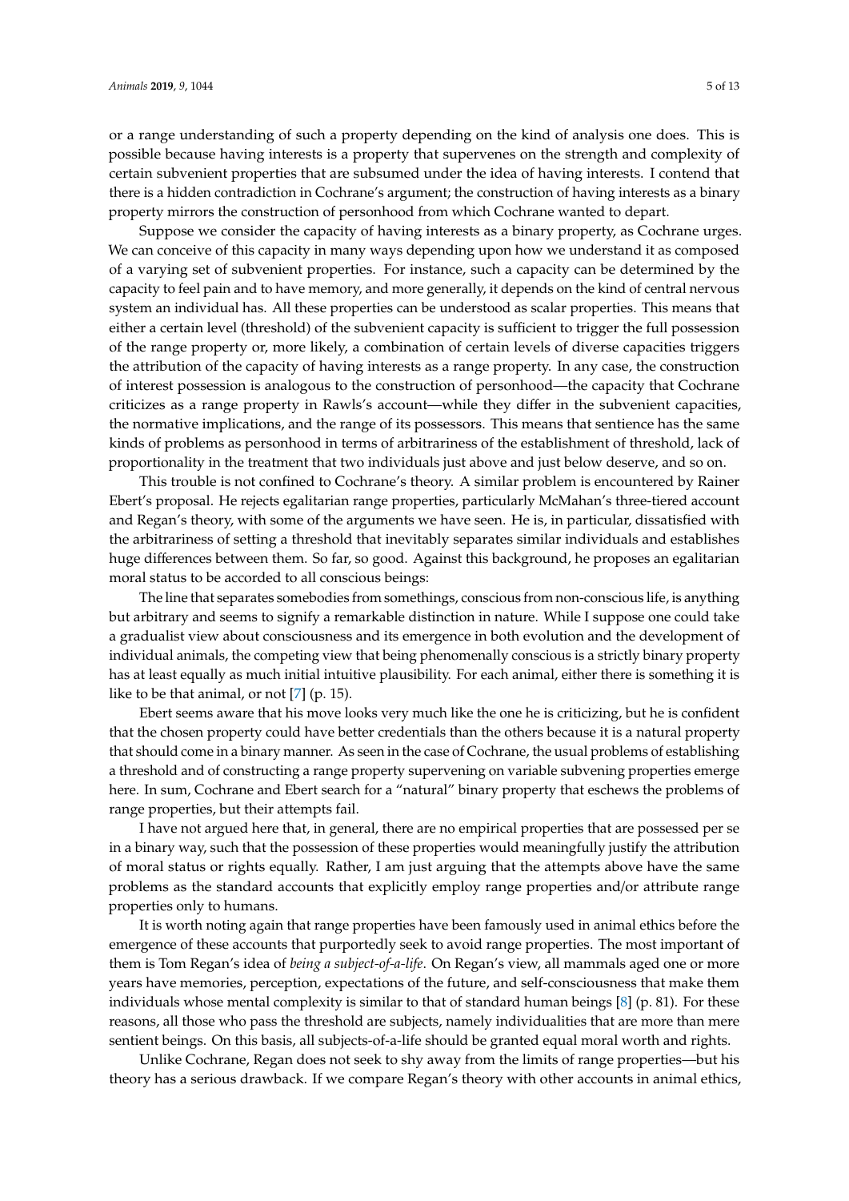or a range understanding of such a property depending on the kind of analysis one does. This is possible because having interests is a property that supervenes on the strength and complexity of certain subvenient properties that are subsumed under the idea of having interests. I contend that there is a hidden contradiction in Cochrane's argument; the construction of having interests as a binary property mirrors the construction of personhood from which Cochrane wanted to depart.

Suppose we consider the capacity of having interests as a binary property, as Cochrane urges. We can conceive of this capacity in many ways depending upon how we understand it as composed of a varying set of subvenient properties. For instance, such a capacity can be determined by the capacity to feel pain and to have memory, and more generally, it depends on the kind of central nervous system an individual has. All these properties can be understood as scalar properties. This means that either a certain level (threshold) of the subvenient capacity is sufficient to trigger the full possession of the range property or, more likely, a combination of certain levels of diverse capacities triggers the attribution of the capacity of having interests as a range property. In any case, the construction of interest possession is analogous to the construction of personhood—the capacity that Cochrane criticizes as a range property in Rawls's account—while they differ in the subvenient capacities, the normative implications, and the range of its possessors. This means that sentience has the same kinds of problems as personhood in terms of arbitrariness of the establishment of threshold, lack of proportionality in the treatment that two individuals just above and just below deserve, and so on.

This trouble is not confined to Cochrane's theory. A similar problem is encountered by Rainer Ebert's proposal. He rejects egalitarian range properties, particularly McMahan's three-tiered account and Regan's theory, with some of the arguments we have seen. He is, in particular, dissatisfied with the arbitrariness of setting a threshold that inevitably separates similar individuals and establishes huge differences between them. So far, so good. Against this background, he proposes an egalitarian moral status to be accorded to all conscious beings:

The line that separates somebodies from somethings, conscious from non-conscious life, is anything but arbitrary and seems to signify a remarkable distinction in nature. While I suppose one could take a gradualist view about consciousness and its emergence in both evolution and the development of individual animals, the competing view that being phenomenally conscious is a strictly binary property has at least equally as much initial intuitive plausibility. For each animal, either there is something it is like to be that animal, or not [7] (p. 15).

Ebert seems aware that his move looks very much like the one he is criticizing, but he is confident that the chosen property could have better credentials than the others because it is a natural property that should come in a binary manner. As seen in the case of Cochrane, the usual problems of establishing a threshold and of constructing a range property supervening on variable subvening properties emerge here. In sum, Cochrane and Ebert search for a "natural" binary property that eschews the problems of range properties, but their attempts fail.

I have not argued here that, in general, there are no empirical properties that are possessed per se in a binary way, such that the possession of these properties would meaningfully justify the attribution of moral status or rights equally. Rather, I am just arguing that the attempts above have the same problems as the standard accounts that explicitly employ range properties and/or attribute range properties only to humans.

It is worth noting again that range properties have been famously used in animal ethics before the emergence of these accounts that purportedly seek to avoid range properties. The most important of them is Tom Regan's idea of *being a subject-of-a-life*. On Regan's view, all mammals aged one or more years have memories, perception, expectations of the future, and self-consciousness that make them individuals whose mental complexity is similar to that of standard human beings [8] (p. 81). For these reasons, all those who pass the threshold are subjects, namely individualities that are more than mere sentient beings. On this basis, all subjects-of-a-life should be granted equal moral worth and rights.

Unlike Cochrane, Regan does not seek to shy away from the limits of range properties—but his theory has a serious drawback. If we compare Regan's theory with other accounts in animal ethics,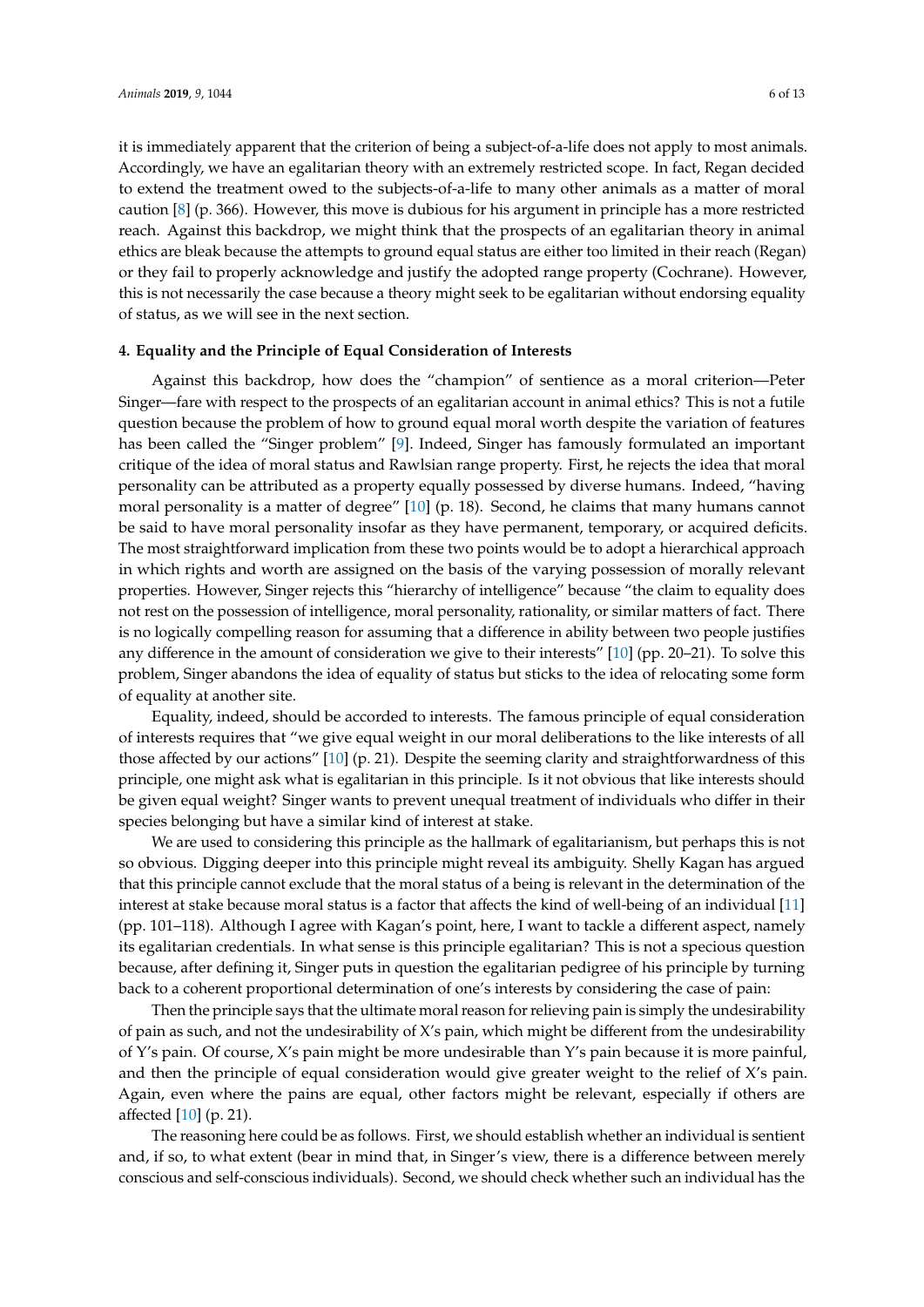it is immediately apparent that the criterion of being a subject-of-a-life does not apply to most animals. Accordingly, we have an egalitarian theory with an extremely restricted scope. In fact, Regan decided to extend the treatment owed to the subjects-of-a-life to many other animals as a matter of moral caution [8] (p. 366). However, this move is dubious for his argument in principle has a more restricted reach. Against this backdrop, we might think that the prospects of an egalitarian theory in animal ethics are bleak because the attempts to ground equal status are either too limited in their reach (Regan) or they fail to properly acknowledge and justify the adopted range property (Cochrane). However, this is not necessarily the case because a theory might seek to be egalitarian without endorsing equality of status, as we will see in the next section.

## 4. Equality and the Principle of Equal Consideration of Interests

Against this backdrop, how does the "champion" of sentience as a moral criterion—Peter Singer—fare with respect to the prospects of an egalitarian account in animal ethics? This is not a futile question because the problem of how to ground equal moral worth despite the variation of features has been called the "Singer problem" [9]. Indeed, Singer has famously formulated an important critique of the idea of moral status and Rawlsian range property. First, he rejects the idea that moral personality can be attributed as a property equally possessed by diverse humans. Indeed, "having moral personality is a matter of degree" [10] (p. 18). Second, he claims that many humans cannot be said to have moral personality insofar as they have permanent, temporary, or acquired deficits. The most straightforward implication from these two points would be to adopt a hierarchical approach in which rights and worth are assigned on the basis of the varying possession of morally relevant properties. However, Singer rejects this "hierarchy of intelligence" because "the claim to equality does not rest on the possession of intelligence, moral personality, rationality, or similar matters of fact. There is no logically compelling reason for assuming that a difference in ability between two people justifies any difference in the amount of consideration we give to their interests" [10] (pp. 20–21). To solve this problem, Singer abandons the idea of equality of status but sticks to the idea of relocating some form of equality at another site.

Equality, indeed, should be accorded to interests. The famous principle of equal consideration of interests requires that "we give equal weight in our moral deliberations to the like interests of all those affected by our actions" [10] (p. 21). Despite the seeming clarity and straightforwardness of this principle, one might ask what is egalitarian in this principle. Is it not obvious that like interests should be given equal weight? Singer wants to prevent unequal treatment of individuals who differ in their species belonging but have a similar kind of interest at stake.

We are used to considering this principle as the hallmark of egalitarianism, but perhaps this is not so obvious. Digging deeper into this principle might reveal its ambiguity. Shelly Kagan has argued that this principle cannot exclude that the moral status of a being is relevant in the determination of the interest at stake because moral status is a factor that affects the kind of well-being of an individual [11] (pp. 101–118). Although I agree with Kagan's point, here, I want to tackle a different aspect, namely its egalitarian credentials. In what sense is this principle egalitarian? This is not a specious question because, after defining it, Singer puts in question the egalitarian pedigree of his principle by turning back to a coherent proportional determination of one's interests by considering the case of pain:

Then the principle says that the ultimate moral reason for relieving pain is simply the undesirability of pain as such, and not the undesirability of X's pain, which might be different from the undesirability of Y's pain. Of course, X's pain might be more undesirable than Y's pain because it is more painful, and then the principle of equal consideration would give greater weight to the relief of X's pain. Again, even where the pains are equal, other factors might be relevant, especially if others are affected [10] (p. 21).

The reasoning here could be as follows. First, we should establish whether an individual is sentient and, if so, to what extent (bear in mind that, in Singer's view, there is a difference between merely conscious and self-conscious individuals). Second, we should check whether such an individual has the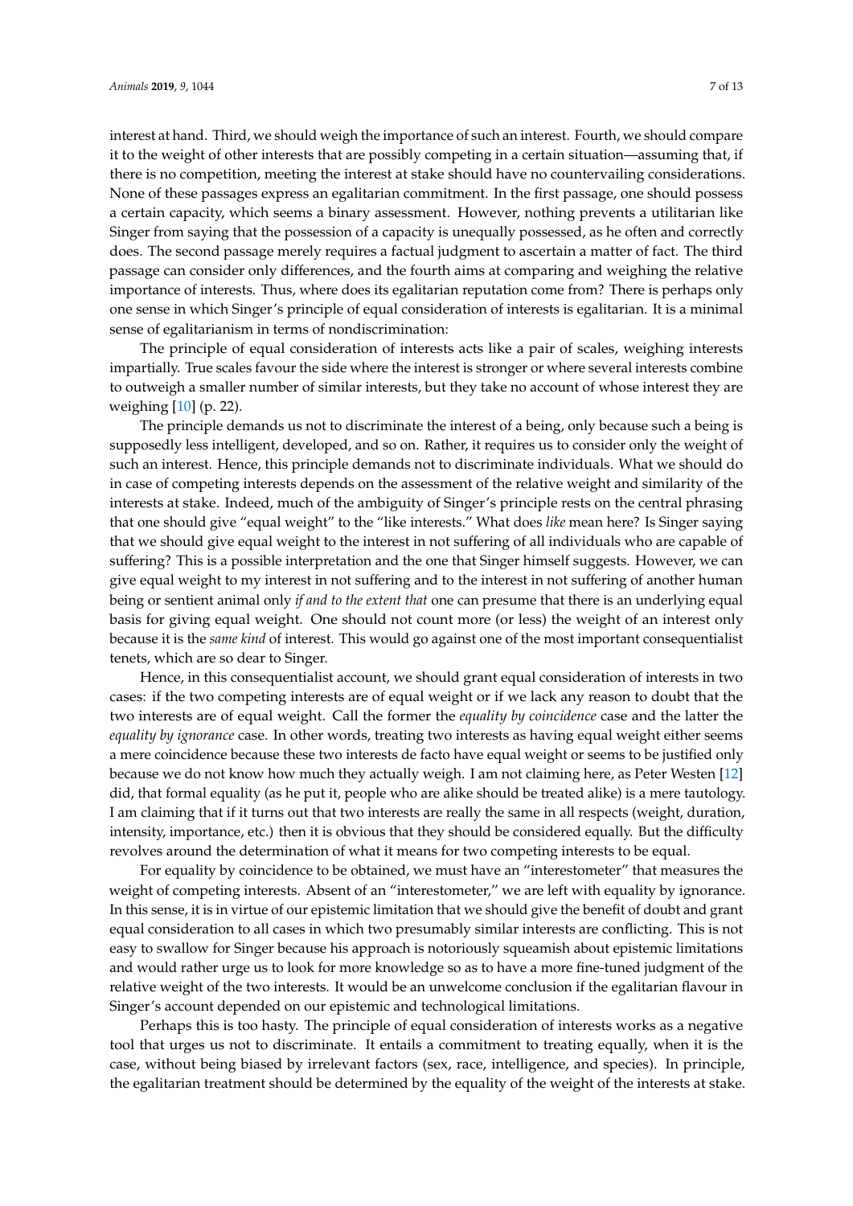interest at hand. Third, we should weigh the importance of such an interest. Fourth, we should compare it to the weight of other interests that are possibly competing in a certain situation—assuming that, if there is no competition, meeting the interest at stake should have no countervailing considerations. None of these passages express an egalitarian commitment. In the first passage, one should possess a certain capacity, which seems a binary assessment. However, nothing prevents a utilitarian like Singer from saying that the possession of a capacity is unequally possessed, as he often and correctly does. The second passage merely requires a factual judgment to ascertain a matter of fact. The third passage can consider only differences, and the fourth aims at comparing and weighing the relative importance of interests. Thus, where does its egalitarian reputation come from? There is perhaps only one sense in which Singer's principle of equal consideration of interests is egalitarian. It is a minimal sense of egalitarianism in terms of nondiscrimination:

The principle of equal consideration of interests acts like a pair of scales, weighing interests impartially. True scales favour the side where the interest is stronger or where several interests combine to outweigh a smaller number of similar interests, but they take no account of whose interest they are weighing [10] (p. 22).

The principle demands us not to discriminate the interest of a being, only because such a being is supposedly less intelligent, developed, and so on. Rather, it requires us to consider only the weight of such an interest. Hence, this principle demands not to discriminate individuals. What we should do in case of competing interests depends on the assessment of the relative weight and similarity of the interests at stake. Indeed, much of the ambiguity of Singer's principle rests on the central phrasing that one should give "equal weight" to the "like interests." What does *like* mean here? Is Singer saying that we should give equal weight to the interest in not suffering of all individuals who are capable of suffering? This is a possible interpretation and the one that Singer himself suggests. However, we can give equal weight to my interest in not suffering and to the interest in not suffering of another human being or sentient animal only *if and to the extent that* one can presume that there is an underlying equal basis for giving equal weight. One should not count more (or less) the weight of an interest only because it is the *same kind* of interest. This would go against one of the most important consequentialist tenets, which are so dear to Singer.

Hence, in this consequentialist account, we should grant equal consideration of interests in two cases: if the two competing interests are of equal weight or if we lack any reason to doubt that the two interests are of equal weight. Call the former the *equality by coincidence* case and the latter the *equality by ignorance* case. In other words, treating two interests as having equal weight either seems a mere coincidence because these two interests de facto have equal weight or seems to be justified only because we do not know how much they actually weigh. I am not claiming here, as Peter Westen [12] did, that formal equality (as he put it, people who are alike should be treated alike) is a mere tautology. I am claiming that if it turns out that two interests are really the same in all respects (weight, duration, intensity, importance, etc.) then it is obvious that they should be considered equally. But the difficulty revolves around the determination of what it means for two competing interests to be equal.

For equality by coincidence to be obtained, we must have an "interestometer" that measures the weight of competing interests. Absent of an "interestometer," we are left with equality by ignorance. In this sense, it is in virtue of our epistemic limitation that we should give the benefit of doubt and grant equal consideration to all cases in which two presumably similar interests are conflicting. This is not easy to swallow for Singer because his approach is notoriously squeamish about epistemic limitations and would rather urge us to look for more knowledge so as to have a more fine-tuned judgment of the relative weight of the two interests. It would be an unwelcome conclusion if the egalitarian flavour in Singer's account depended on our epistemic and technological limitations.

Perhaps this is too hasty. The principle of equal consideration of interests works as a negative tool that urges us not to discriminate. It entails a commitment to treating equally, when it is the case, without being biased by irrelevant factors (sex, race, intelligence, and species). In principle, the egalitarian treatment should be determined by the equality of the weight of the interests at stake.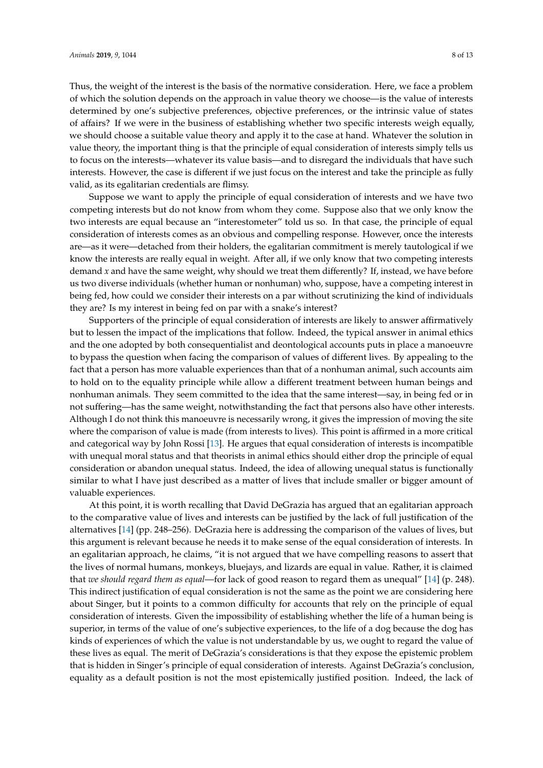Thus, the weight of the interest is the basis of the normative consideration. Here, we face a problem of which the solution depends on the approach in value theory we choose—is the value of interests determined by one's subjective preferences, objective preferences, or the intrinsic value of states of affairs? If we were in the business of establishing whether two specific interests weigh equally, we should choose a suitable value theory and apply it to the case at hand. Whatever the solution in value theory, the important thing is that the principle of equal consideration of interests simply tells us to focus on the interests—whatever its value basis—and to disregard the individuals that have such interests. However, the case is different if we just focus on the interest and take the principle as fully valid, as its egalitarian credentials are flimsy.

Suppose we want to apply the principle of equal consideration of interests and we have two competing interests but do not know from whom they come. Suppose also that we only know the two interests are equal because an "interestometer" told us so. In that case, the principle of equal consideration of interests comes as an obvious and compelling response. However, once the interests are—as it were—detached from their holders, the egalitarian commitment is merely tautological if we know the interests are really equal in weight. After all, if we only know that two competing interests demand *x* and have the same weight, why should we treat them differently? If, instead, we have before us two diverse individuals (whether human or nonhuman) who, suppose, have a competing interest in being fed, how could we consider their interests on a par without scrutinizing the kind of individuals they are? Is my interest in being fed on par with a snake's interest?

Supporters of the principle of equal consideration of interests are likely to answer affirmatively but to lessen the impact of the implications that follow. Indeed, the typical answer in animal ethics and the one adopted by both consequentialist and deontological accounts puts in place a manoeuvre to bypass the question when facing the comparison of values of different lives. By appealing to the fact that a person has more valuable experiences than that of a nonhuman animal, such accounts aim to hold on to the equality principle while allow a different treatment between human beings and nonhuman animals. They seem committed to the idea that the same interest—say, in being fed or in not suffering—has the same weight, notwithstanding the fact that persons also have other interests. Although I do not think this manoeuvre is necessarily wrong, it gives the impression of moving the site where the comparison of value is made (from interests to lives). This point is affirmed in a more critical and categorical way by John Rossi [13]. He argues that equal consideration of interests is incompatible with unequal moral status and that theorists in animal ethics should either drop the principle of equal consideration or abandon unequal status. Indeed, the idea of allowing unequal status is functionally similar to what I have just described as a matter of lives that include smaller or bigger amount of valuable experiences.

At this point, it is worth recalling that David DeGrazia has argued that an egalitarian approach to the comparative value of lives and interests can be justified by the lack of full justification of the alternatives [14] (pp. 248–256). DeGrazia here is addressing the comparison of the values of lives, but this argument is relevant because he needs it to make sense of the equal consideration of interests. In an egalitarian approach, he claims, "it is not argued that we have compelling reasons to assert that the lives of normal humans, monkeys, bluejays, and lizards are equal in value. Rather, it is claimed that *we should regard them as equal*—for lack of good reason to regard them as unequal" [14] (p. 248). This indirect justification of equal consideration is not the same as the point we are considering here about Singer, but it points to a common difficulty for accounts that rely on the principle of equal consideration of interests. Given the impossibility of establishing whether the life of a human being is superior, in terms of the value of one's subjective experiences, to the life of a dog because the dog has kinds of experiences of which the value is not understandable by us, we ought to regard the value of these lives as equal. The merit of DeGrazia's considerations is that they expose the epistemic problem that is hidden in Singer's principle of equal consideration of interests. Against DeGrazia's conclusion, equality as a default position is not the most epistemically justified position. Indeed, the lack of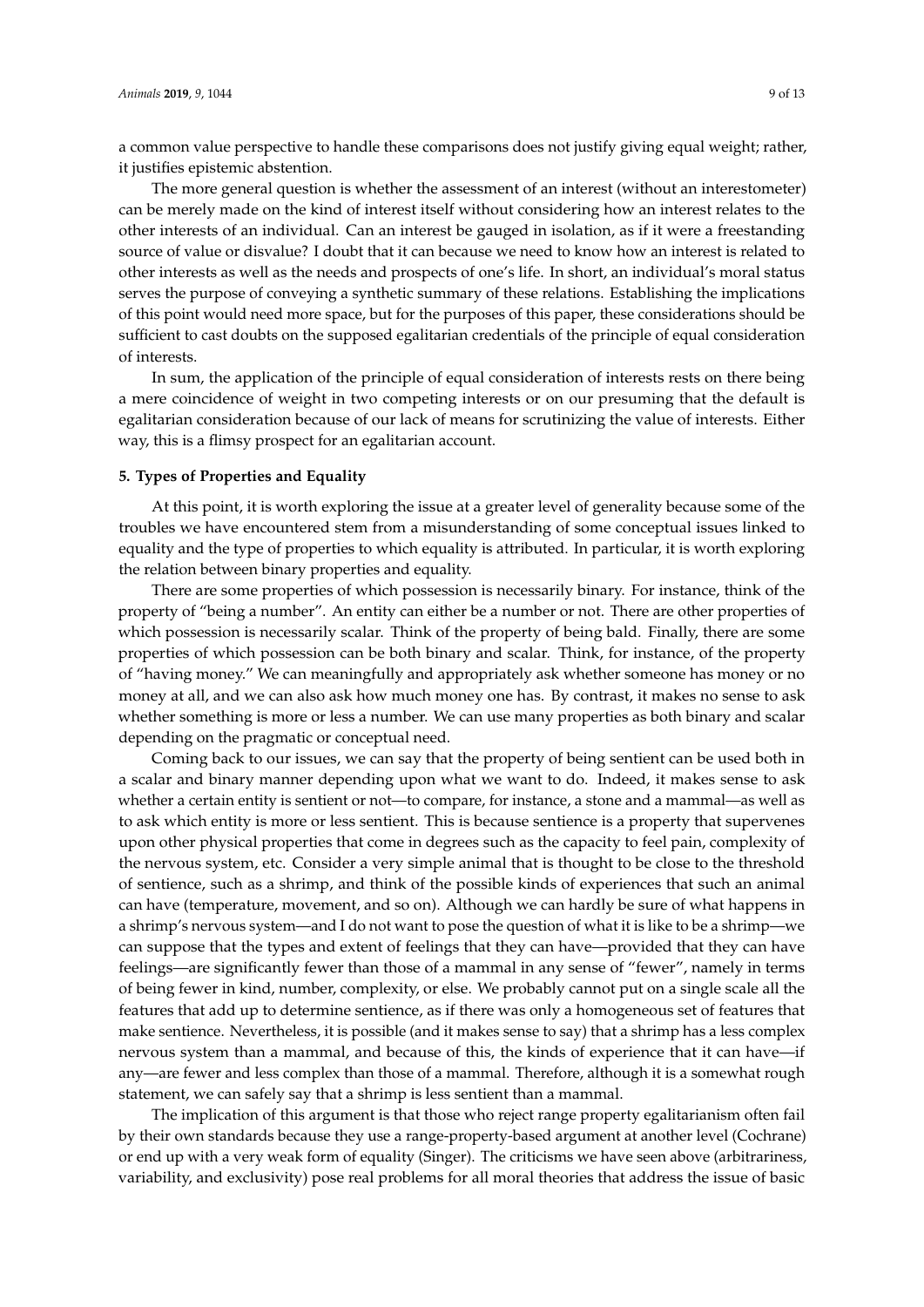a common value perspective to handle these comparisons does not justify giving equal weight; rather, it justifies epistemic abstention.

The more general question is whether the assessment of an interest (without an interestometer) can be merely made on the kind of interest itself without considering how an interest relates to the other interests of an individual. Can an interest be gauged in isolation, as if it were a freestanding source of value or disvalue? I doubt that it can because we need to know how an interest is related to other interests as well as the needs and prospects of one's life. In short, an individual's moral status serves the purpose of conveying a synthetic summary of these relations. Establishing the implications of this point would need more space, but for the purposes of this paper, these considerations should be sufficient to cast doubts on the supposed egalitarian credentials of the principle of equal consideration of interests.

In sum, the application of the principle of equal consideration of interests rests on there being a mere coincidence of weight in two competing interests or on our presuming that the default is egalitarian consideration because of our lack of means for scrutinizing the value of interests. Either way, this is a flimsy prospect for an egalitarian account.

## 5. Types of Properties and Equality

At this point, it is worth exploring the issue at a greater level of generality because some of the troubles we have encountered stem from a misunderstanding of some conceptual issues linked to equality and the type of properties to which equality is attributed. In particular, it is worth exploring the relation between binary properties and equality.

There are some properties of which possession is necessarily binary. For instance, think of the property of "being a number". An entity can either be a number or not. There are other properties of which possession is necessarily scalar. Think of the property of being bald. Finally, there are some properties of which possession can be both binary and scalar. Think, for instance, of the property of "having money." We can meaningfully and appropriately ask whether someone has money or no money at all, and we can also ask how much money one has. By contrast, it makes no sense to ask whether something is more or less a number. We can use many properties as both binary and scalar depending on the pragmatic or conceptual need.

Coming back to our issues, we can say that the property of being sentient can be used both in a scalar and binary manner depending upon what we want to do. Indeed, it makes sense to ask whether a certain entity is sentient or not—to compare, for instance, a stone and a mammal—as well as to ask which entity is more or less sentient. This is because sentience is a property that supervenes upon other physical properties that come in degrees such as the capacity to feel pain, complexity of the nervous system, etc. Consider a very simple animal that is thought to be close to the threshold of sentience, such as a shrimp, and think of the possible kinds of experiences that such an animal can have (temperature, movement, and so on). Although we can hardly be sure of what happens in a shrimp's nervous system—and I do not want to pose the question of what it is like to be a shrimp—we can suppose that the types and extent of feelings that they can have—provided that they can have feelings—are significantly fewer than those of a mammal in any sense of "fewer", namely in terms of being fewer in kind, number, complexity, or else. We probably cannot put on a single scale all the features that add up to determine sentience, as if there was only a homogeneous set of features that make sentience. Nevertheless, it is possible (and it makes sense to say) that a shrimp has a less complex nervous system than a mammal, and because of this, the kinds of experience that it can have—if any—are fewer and less complex than those of a mammal. Therefore, although it is a somewhat rough statement, we can safely say that a shrimp is less sentient than a mammal.

The implication of this argument is that those who reject range property egalitarianism often fail by their own standards because they use a range-property-based argument at another level (Cochrane) or end up with a very weak form of equality (Singer). The criticisms we have seen above (arbitrariness, variability, and exclusivity) pose real problems for all moral theories that address the issue of basic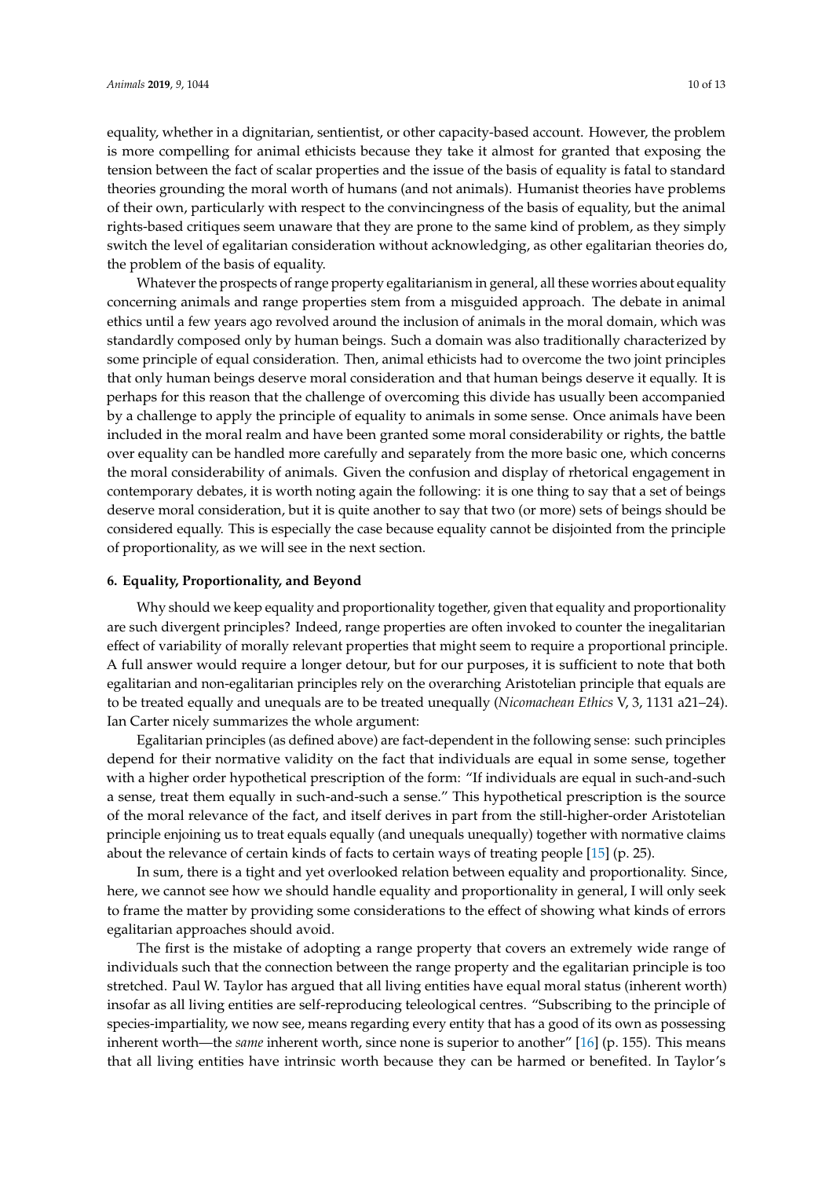equality, whether in a dignitarian, sentientist, or other capacity-based account. However, the problem is more compelling for animal ethicists because they take it almost for granted that exposing the tension between the fact of scalar properties and the issue of the basis of equality is fatal to standard theories grounding the moral worth of humans (and not animals). Humanist theories have problems of their own, particularly with respect to the convincingness of the basis of equality, but the animal rights-based critiques seem unaware that they are prone to the same kind of problem, as they simply switch the level of egalitarian consideration without acknowledging, as other egalitarian theories do, the problem of the basis of equality.

Whatever the prospects of range property egalitarianism in general, all these worries about equality concerning animals and range properties stem from a misguided approach. The debate in animal ethics until a few years ago revolved around the inclusion of animals in the moral domain, which was standardly composed only by human beings. Such a domain was also traditionally characterized by some principle of equal consideration. Then, animal ethicists had to overcome the two joint principles that only human beings deserve moral consideration and that human beings deserve it equally. It is perhaps for this reason that the challenge of overcoming this divide has usually been accompanied by a challenge to apply the principle of equality to animals in some sense. Once animals have been included in the moral realm and have been granted some moral considerability or rights, the battle over equality can be handled more carefully and separately from the more basic one, which concerns the moral considerability of animals. Given the confusion and display of rhetorical engagement in contemporary debates, it is worth noting again the following: it is one thing to say that a set of beings deserve moral consideration, but it is quite another to say that two (or more) sets of beings should be considered equally. This is especially the case because equality cannot be disjointed from the principle of proportionality, as we will see in the next section.

## 6. Equality, Proportionality, and Beyond

Why should we keep equality and proportionality together, given that equality and proportionality are such divergent principles? Indeed, range properties are often invoked to counter the inegalitarian effect of variability of morally relevant properties that might seem to require a proportional principle. A full answer would require a longer detour, but for our purposes, it is sufficient to note that both egalitarian and non-egalitarian principles rely on the overarching Aristotelian principle that equals are to be treated equally and unequals are to be treated unequally (*Nicomachean Ethics* V, 3, 1131 a21–24). Ian Carter nicely summarizes the whole argument:

Egalitarian principles (as defined above) are fact-dependent in the following sense: such principles depend for their normative validity on the fact that individuals are equal in some sense, together with a higher order hypothetical prescription of the form: "If individuals are equal in such-and-such a sense, treat them equally in such-and-such a sense." This hypothetical prescription is the source of the moral relevance of the fact, and itself derives in part from the still-higher-order Aristotelian principle enjoining us to treat equals equally (and unequals unequally) together with normative claims about the relevance of certain kinds of facts to certain ways of treating people [15] (p. 25).

In sum, there is a tight and yet overlooked relation between equality and proportionality. Since, here, we cannot see how we should handle equality and proportionality in general, I will only seek to frame the matter by providing some considerations to the effect of showing what kinds of errors egalitarian approaches should avoid.

The first is the mistake of adopting a range property that covers an extremely wide range of individuals such that the connection between the range property and the egalitarian principle is too stretched. Paul W. Taylor has argued that all living entities have equal moral status (inherent worth) insofar as all living entities are self-reproducing teleological centres. "Subscribing to the principle of species-impartiality, we now see, means regarding every entity that has a good of its own as possessing inherent worth—the *same* inherent worth, since none is superior to another" [16] (p. 155). This means that all living entities have intrinsic worth because they can be harmed or benefited. In Taylor's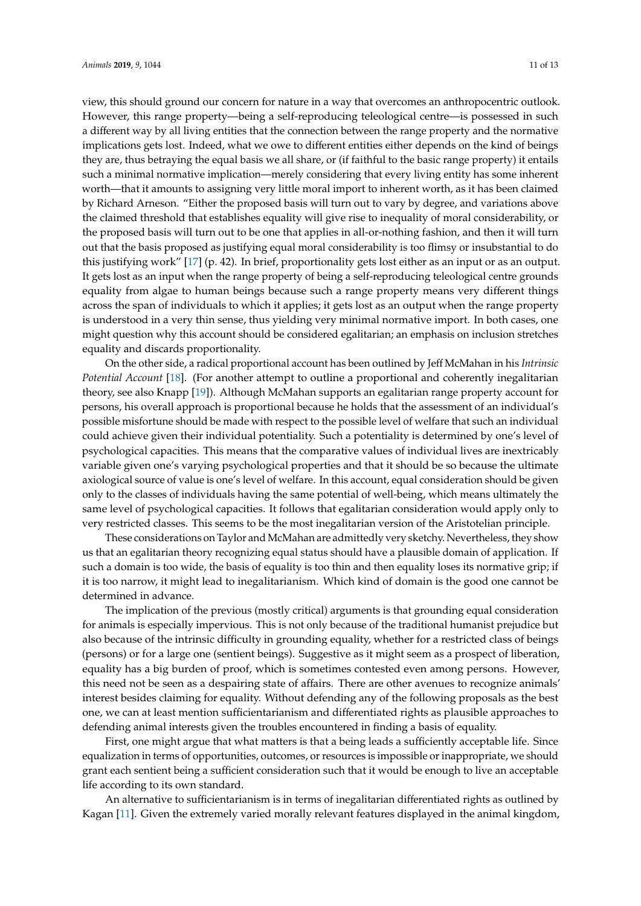view, this should ground our concern for nature in a way that overcomes an anthropocentric outlook. However, this range property—being a self-reproducing teleological centre—is possessed in such a different way by all living entities that the connection between the range property and the normative implications gets lost. Indeed, what we owe to different entities either depends on the kind of beings they are, thus betraying the equal basis we all share, or (if faithful to the basic range property) it entails such a minimal normative implication—merely considering that every living entity has some inherent worth—that it amounts to assigning very little moral import to inherent worth, as it has been claimed by Richard Arneson. "Either the proposed basis will turn out to vary by degree, and variations above the claimed threshold that establishes equality will give rise to inequality of moral considerability, or the proposed basis will turn out to be one that applies in all-or-nothing fashion, and then it will turn out that the basis proposed as justifying equal moral considerability is too flimsy or insubstantial to do this justifying work" [17] (p. 42). In brief, proportionality gets lost either as an input or as an output. It gets lost as an input when the range property of being a self-reproducing teleological centre grounds equality from algae to human beings because such a range property means very different things across the span of individuals to which it applies; it gets lost as an output when the range property is understood in a very thin sense, thus yielding very minimal normative import. In both cases, one might question why this account should be considered egalitarian; an emphasis on inclusion stretches equality and discards proportionality.

On the other side, a radical proportional account has been outlined by Jeff McMahan in his *Intrinsic Potential Account* [18]. (For another attempt to outline a proportional and coherently inegalitarian theory, see also Knapp [19]). Although McMahan supports an egalitarian range property account for persons, his overall approach is proportional because he holds that the assessment of an individual's possible misfortune should be made with respect to the possible level of welfare that such an individual could achieve given their individual potentiality. Such a potentiality is determined by one's level of psychological capacities. This means that the comparative values of individual lives are inextricably variable given one's varying psychological properties and that it should be so because the ultimate axiological source of value is one's level of welfare. In this account, equal consideration should be given only to the classes of individuals having the same potential of well-being, which means ultimately the same level of psychological capacities. It follows that egalitarian consideration would apply only to very restricted classes. This seems to be the most inegalitarian version of the Aristotelian principle.

These considerations on Taylor and McMahan are admittedly very sketchy. Nevertheless, they show us that an egalitarian theory recognizing equal status should have a plausible domain of application. If such a domain is too wide, the basis of equality is too thin and then equality loses its normative grip; if it is too narrow, it might lead to inegalitarianism. Which kind of domain is the good one cannot be determined in advance.

The implication of the previous (mostly critical) arguments is that grounding equal consideration for animals is especially impervious. This is not only because of the traditional humanist prejudice but also because of the intrinsic difficulty in grounding equality, whether for a restricted class of beings (persons) or for a large one (sentient beings). Suggestive as it might seem as a prospect of liberation, equality has a big burden of proof, which is sometimes contested even among persons. However, this need not be seen as a despairing state of affairs. There are other avenues to recognize animals' interest besides claiming for equality. Without defending any of the following proposals as the best one, we can at least mention sufficientarianism and differentiated rights as plausible approaches to defending animal interests given the troubles encountered in finding a basis of equality.

First, one might argue that what matters is that a being leads a sufficiently acceptable life. Since equalization in terms of opportunities, outcomes, or resources is impossible or inappropriate, we should grant each sentient being a sufficient consideration such that it would be enough to live an acceptable life according to its own standard.

An alternative to sufficientarianism is in terms of inegalitarian differentiated rights as outlined by Kagan [11]. Given the extremely varied morally relevant features displayed in the animal kingdom,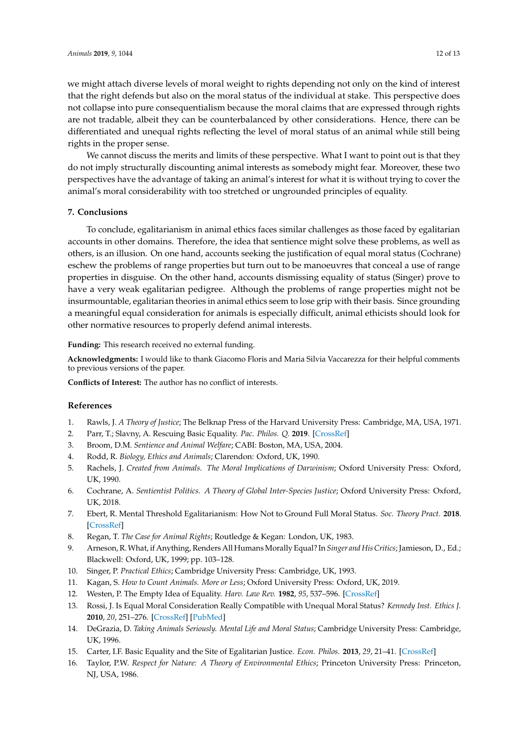we might attach diverse levels of moral weight to rights depending not only on the kind of interest that the right defends but also on the moral status of the individual at stake. This perspective does not collapse into pure consequentialism because the moral claims that are expressed through rights are not tradable, albeit they can be counterbalanced by other considerations. Hence, there can be differentiated and unequal rights reflecting the level of moral status of an animal while still being rights in the proper sense.

We cannot discuss the merits and limits of these perspective. What I want to point out is that they do not imply structurally discounting animal interests as somebody might fear. Moreover, these two perspectives have the advantage of taking an animal's interest for what it is without trying to cover the animal's moral considerability with too stretched or ungrounded principles of equality.

## 7. Conclusions

To conclude, egalitarianism in animal ethics faces similar challenges as those faced by egalitarian accounts in other domains. Therefore, the idea that sentience might solve these problems, as well as others, is an illusion. On one hand, accounts seeking the justification of equal moral status (Cochrane) eschew the problems of range properties but turn out to be manoeuvres that conceal a use of range properties in disguise. On the other hand, accounts dismissing equality of status (Singer) prove to have a very weak egalitarian pedigree. Although the problems of range properties might not be insurmountable, egalitarian theories in animal ethics seem to lose grip with their basis. Since grounding a meaningful equal consideration for animals is especially difficult, animal ethicists should look for other normative resources to properly defend animal interests.

**Funding:** This research received no external funding.

**Acknowledgments:** I would like to thank Giacomo Floris and Maria Silvia Vaccarezza for their helpful comments to previous versions of the paper.

**Conflicts of Interest:** The author has no conflict of interests.

## References

1. Rawls, J. *A Theory of Justice*; The Belknap Press of the Harvard University Press: Cambridge, MA, USA, 1971.
2. Parr, T.; Slavny, A. Rescuing Basic Equality. *Pac. Philos. Q.* **2019**. [CrossRef]
3. Broom, D.M. *Sentience and Animal Welfare*; CABI: Boston, MA, USA, 2004.
4. Rodd, R. *Biology, Ethics and Animals*; Clarendon: Oxford, UK, 1990.
5. Rachels, J. *Created from Animals. The Moral Implications of Darwinism*; Oxford University Press: Oxford, UK, 1990.
6. Cochrane, A. *Sentientist Politics. A Theory of Global Inter-Species Justice*; Oxford University Press: Oxford, UK, 2018.
7. Ebert, R. Mental Threshold Egalitarianism: How Not to Ground Full Moral Status. *Soc. Theory Pract.* **2018**. [CrossRef]
8. Regan, T. *The Case for Animal Rights*; Routledge & Kegan: London, UK, 1983.
9. Arneson, R. What, if Anything, Renders All Humans Morally Equal? In *Singer and His Critics*; Jamieson, D., Ed.; Blackwell: Oxford, UK, 1999; pp. 103–128.
10. Singer, P. *Practical Ethics*; Cambridge University Press: Cambridge, UK, 1993.
11. Kagan, S. *How to Count Animals. More or Less*; Oxford University Press: Oxford, UK, 2019.
12. Westen, P. The Empty Idea of Equality. *Harv. Law Rev.* **1982**, *95*, 537–596. [CrossRef]
13. Rossi, J. Is Equal Moral Consideration Really Compatible with Unequal Moral Status? *Kennedy Inst. Ethics J.* **2010**, *20*, 251–276. [CrossRef] [PubMed]
14. DeGrazia, D. *Taking Animals Seriously. Mental Life and Moral Status*; Cambridge University Press: Cambridge, UK, 1996.
15. Carter, I.F. Basic Equality and the Site of Egalitarian Justice. *Econ. Philos.* **2013**, *29*, 21–41. [CrossRef]
16. Taylor, P.W. *Respect for Nature: A Theory of Environmental Ethics*; Princeton University Press: Princeton, NJ, USA, 1986.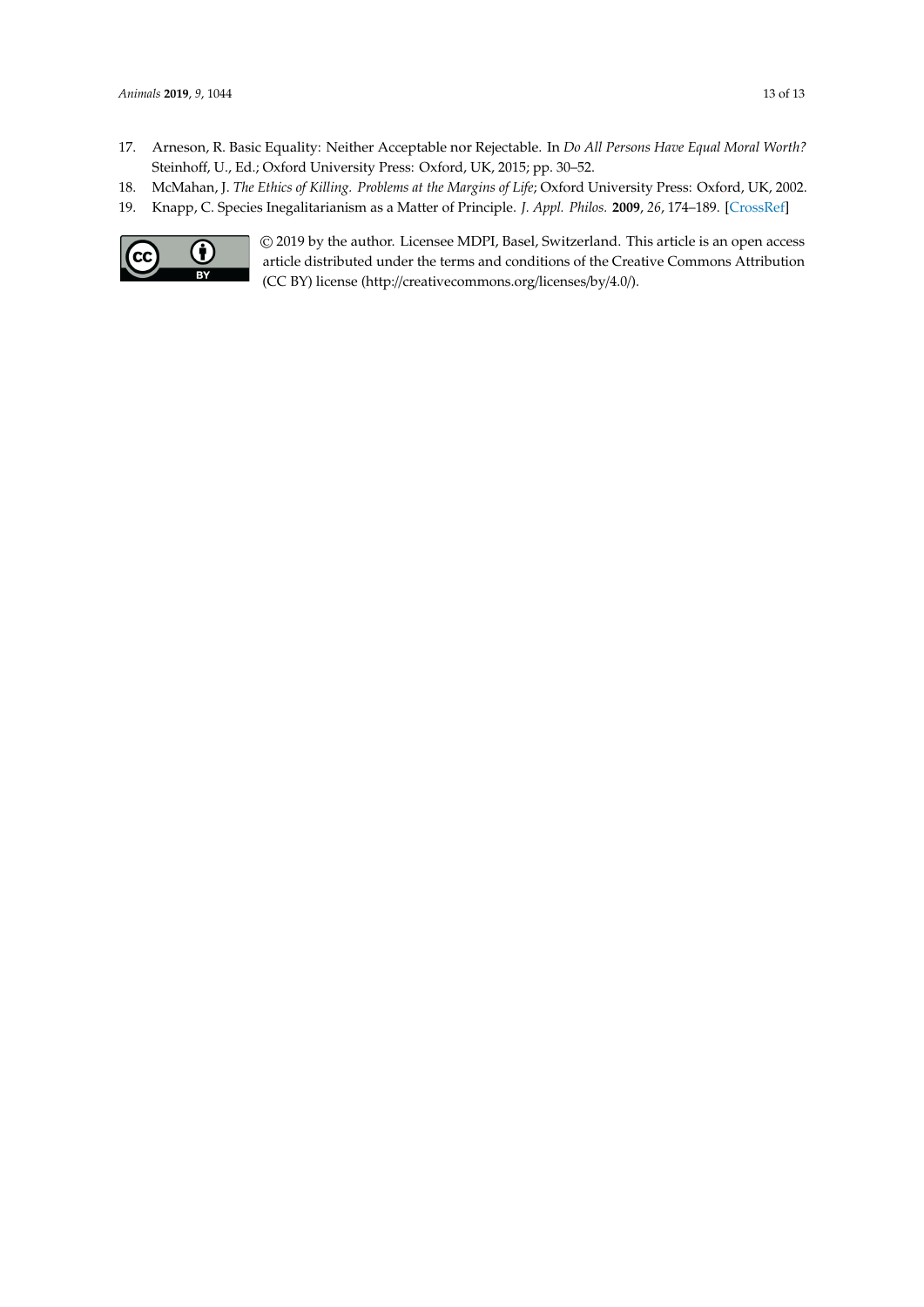17. Arneson, R. Basic Equality: Neither Acceptable nor Rejectable. In *Do All Persons Have Equal Moral Worth?* Steinhoff, U., Ed.; Oxford University Press: Oxford, UK, 2015; pp. 30–52.
18. McMahan, J. *The Ethics of Killing. Problems at the Margins of Life*; Oxford University Press: Oxford, UK, 2002.
19. Knapp, C. Species Inegalitarianism as a Matter of Principle. *J. Appl. Philos.* **2009**, *26*, 174–189. [CrossRef]

© 2019 by the author. Licensee MDPI, Basel, Switzerland. This article is an open access article distributed under the terms and conditions of the Creative Commons Attribution (CC BY) license (http://creativecommons.org/licenses/by/4.0/).